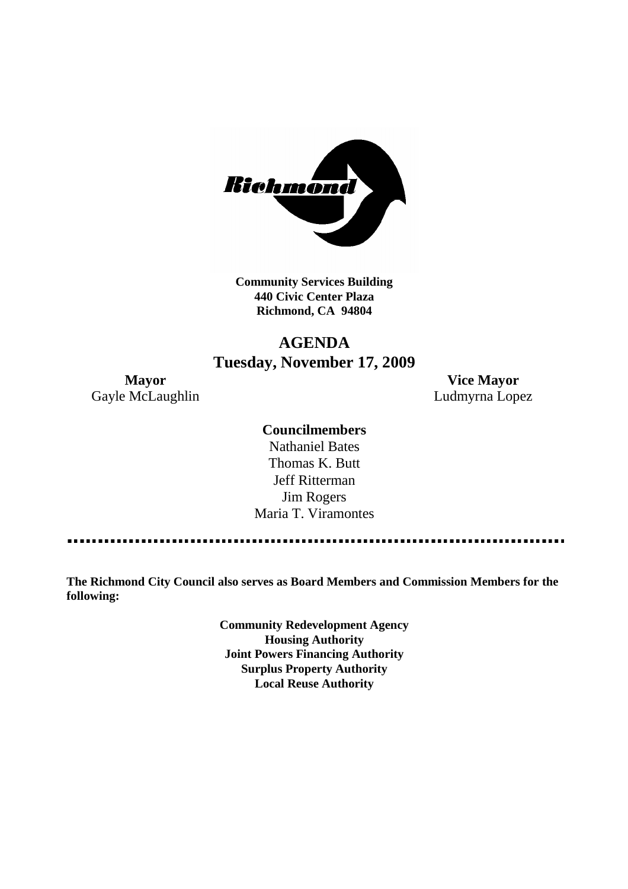Richmond

**Community Services Building**
**440 Civic Center Plaza**
**Richmond, CA 94804**

# AGENDA
## Tuesday, November 17, 2009

**Mayor**
Gayle McLaughlin

**Vice Mayor**
Ludmyrna Lopez

**Councilmembers**

Nathaniel Bates
Thomas K. Butt
Jeff Ritterman
Jim Rogers
Maria T. Viramontes

---

**The Richmond City Council also serves as Board Members and Commission Members for the following:**

**Community Redevelopment Agency**
**Housing Authority**
**Joint Powers Financing Authority**
**Surplus Property Authority**
**Local Reuse Authority**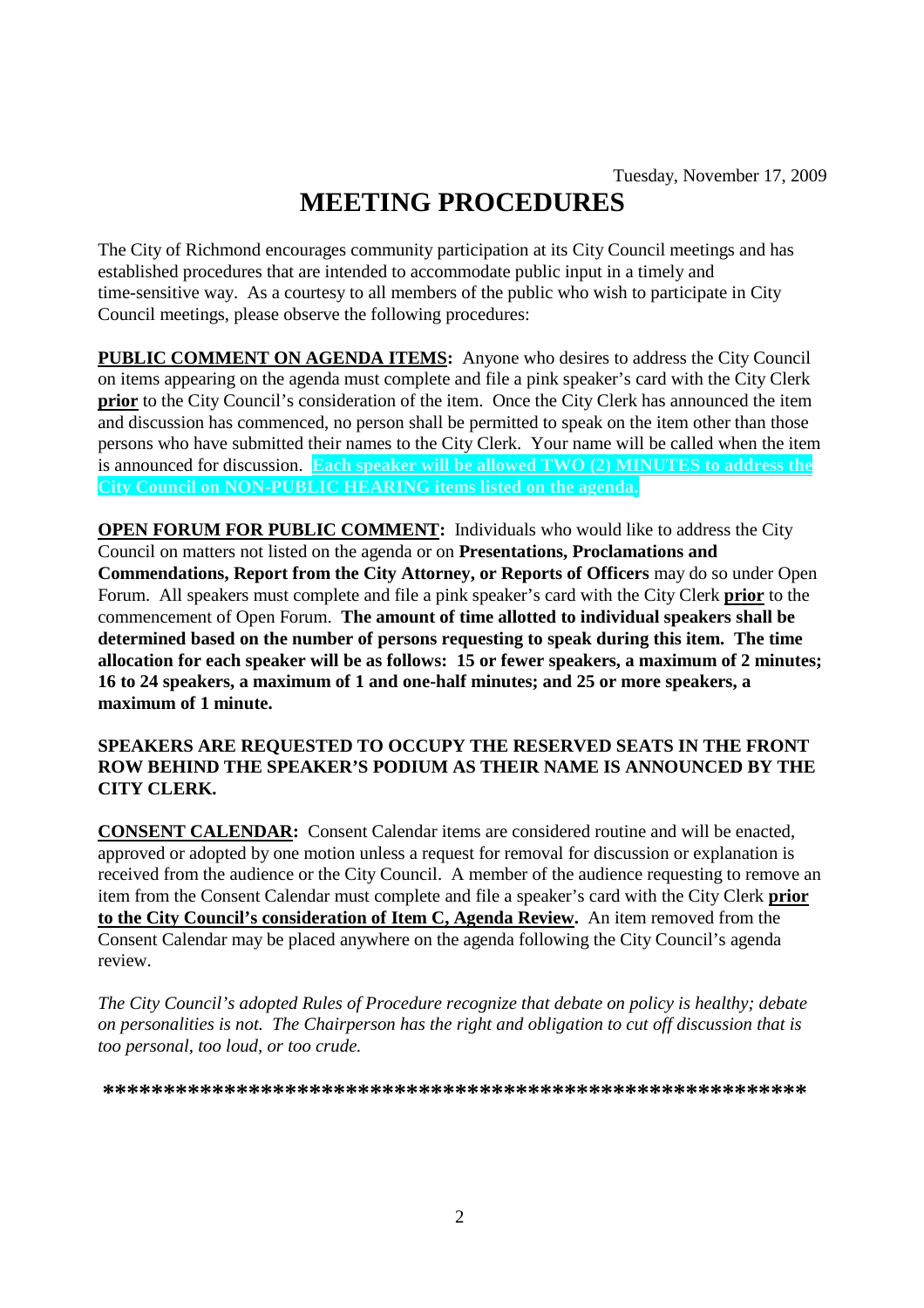Tuesday, November 17, 2009

# MEETING PROCEDURES

The City of Richmond encourages community participation at its City Council meetings and has established procedures that are intended to accommodate public input in a timely and time-sensitive way. As a courtesy to all members of the public who wish to participate in City Council meetings, please observe the following procedures:

**PUBLIC COMMENT ON AGENDA ITEMS:** Anyone who desires to address the City Council on items appearing on the agenda must complete and file a pink speaker's card with the City Clerk **prior** to the City Council's consideration of the item. Once the City Clerk has announced the item and discussion has commenced, no person shall be permitted to speak on the item other than those persons who have submitted their names to the City Clerk. Your name will be called when the item is announced for discussion. **Each speaker will be allowed TWO (2) MINUTES to address the City Council on NON-PUBLIC HEARING items listed on the agenda.**

**OPEN FORUM FOR PUBLIC COMMENT:** Individuals who would like to address the City Council on matters not listed on the agenda or on **Presentations, Proclamations and Commendations, Report from the City Attorney, or Reports of Officers** may do so under Open Forum. All speakers must complete and file a pink speaker's card with the City Clerk **prior** to the commencement of Open Forum. **The amount of time allotted to individual speakers shall be determined based on the number of persons requesting to speak during this item. The time allocation for each speaker will be as follows: 15 or fewer speakers, a maximum of 2 minutes; 16 to 24 speakers, a maximum of 1 and one-half minutes; and 25 or more speakers, a maximum of 1 minute.**

**SPEAKERS ARE REQUESTED TO OCCUPY THE RESERVED SEATS IN THE FRONT ROW BEHIND THE SPEAKER'S PODIUM AS THEIR NAME IS ANNOUNCED BY THE CITY CLERK.**

**CONSENT CALENDAR:** Consent Calendar items are considered routine and will be enacted, approved or adopted by one motion unless a request for removal for discussion or explanation is received from the audience or the City Council. A member of the audience requesting to remove an item from the Consent Calendar must complete and file a speaker's card with the City Clerk **prior to the City Council's consideration of Item C, Agenda Review.** An item removed from the Consent Calendar may be placed anywhere on the agenda following the City Council's agenda review.

*The City Council's adopted Rules of Procedure recognize that debate on policy is healthy; debate on personalities is not. The Chairperson has the right and obligation to cut off discussion that is too personal, too loud, or too crude.*

**\*\*\*\*\*\*\*\*\*\*\*\*\*\*\*\*\*\*\*\*\*\*\*\*\*\*\*\*\*\*\*\*\*\*\*\*\*\*\*\*\*\*\*\*\*\*\*\*\*\*\*\*\*\*\*\*\*\*\*\*\***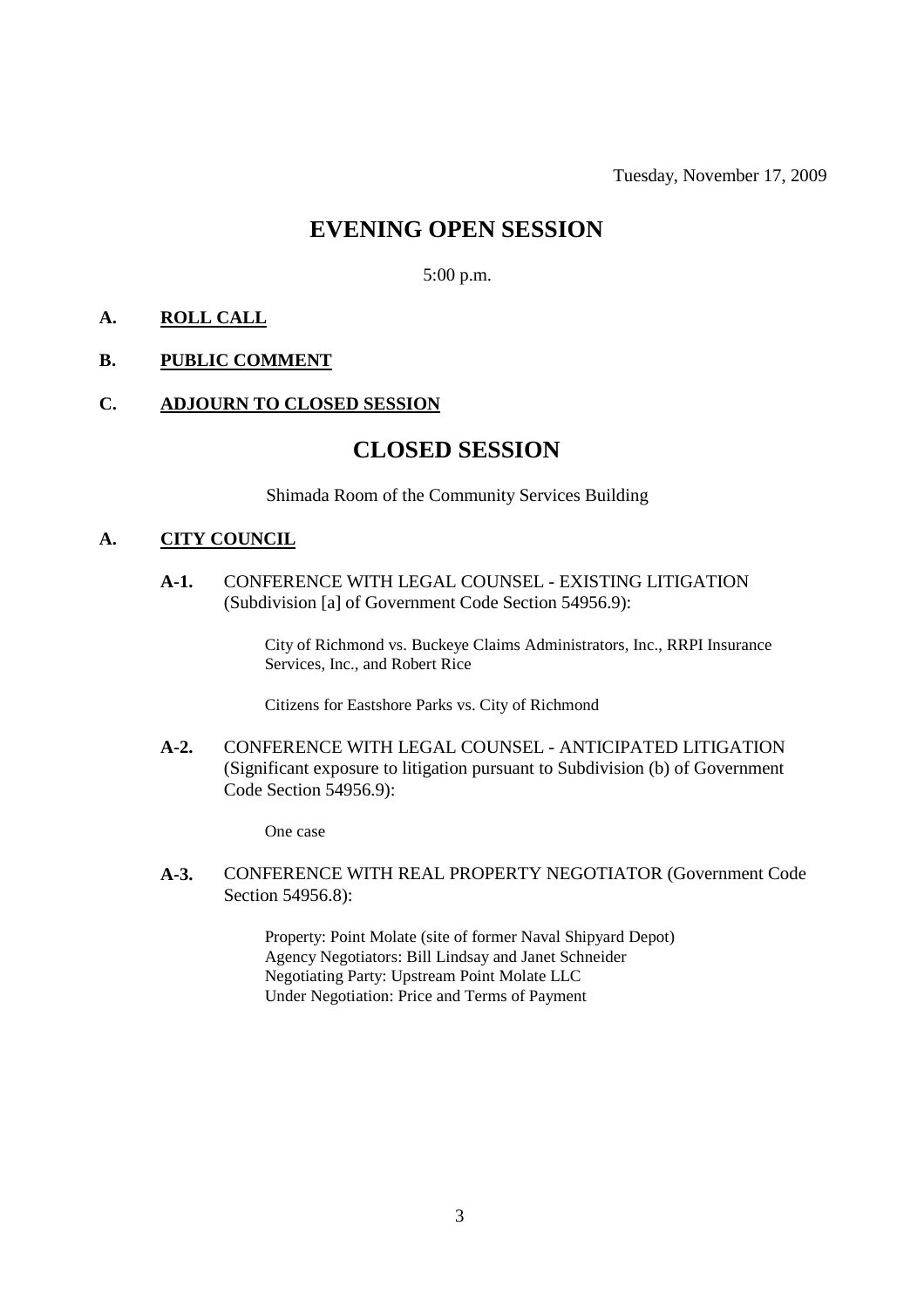Tuesday, November 17, 2009

# EVENING OPEN SESSION

5:00 p.m.

**A. ROLL CALL**

**B. PUBLIC COMMENT**

**C. ADJOURN TO CLOSED SESSION**

# CLOSED SESSION

Shimada Room of the Community Services Building

**A. CITY COUNCIL**

**A-1.** CONFERENCE WITH LEGAL COUNSEL - EXISTING LITIGATION (Subdivision [a] of Government Code Section 54956.9):

City of Richmond vs. Buckeye Claims Administrators, Inc., RRPI Insurance Services, Inc., and Robert Rice

Citizens for Eastshore Parks vs. City of Richmond

**A-2.** CONFERENCE WITH LEGAL COUNSEL - ANTICIPATED LITIGATION (Significant exposure to litigation pursuant to Subdivision (b) of Government Code Section 54956.9):

One case

**A-3.** CONFERENCE WITH REAL PROPERTY NEGOTIATOR (Government Code Section 54956.8):

Property: Point Molate (site of former Naval Shipyard Depot)
Agency Negotiators: Bill Lindsay and Janet Schneider
Negotiating Party: Upstream Point Molate LLC
Under Negotiation: Price and Terms of Payment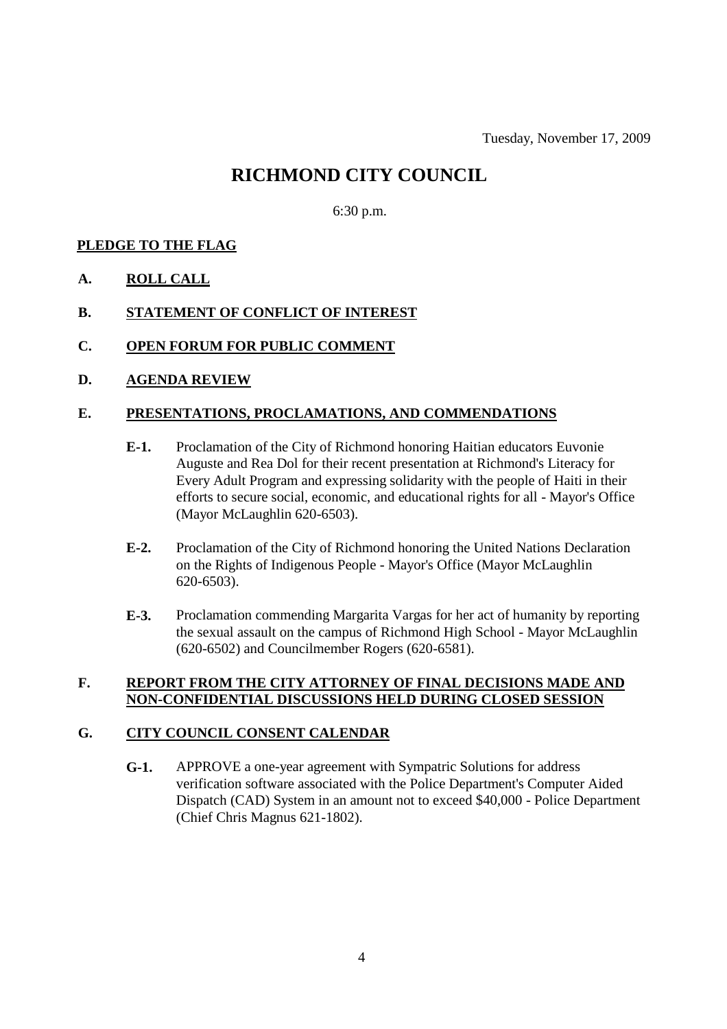Tuesday, November 17, 2009

# RICHMOND CITY COUNCIL

6:30 p.m.

**PLEDGE TO THE FLAG**

**A. ROLL CALL**

**B. STATEMENT OF CONFLICT OF INTEREST**

**C. OPEN FORUM FOR PUBLIC COMMENT**

**D. AGENDA REVIEW**

**E. PRESENTATIONS, PROCLAMATIONS, AND COMMENDATIONS**

**E-1.** Proclamation of the City of Richmond honoring Haitian educators Euvonie Auguste and Rea Dol for their recent presentation at Richmond's Literacy for Every Adult Program and expressing solidarity with the people of Haiti in their efforts to secure social, economic, and educational rights for all - Mayor's Office (Mayor McLaughlin 620-6503).

**E-2.** Proclamation of the City of Richmond honoring the United Nations Declaration on the Rights of Indigenous People - Mayor's Office (Mayor McLaughlin 620-6503).

**E-3.** Proclamation commending Margarita Vargas for her act of humanity by reporting the sexual assault on the campus of Richmond High School - Mayor McLaughlin (620-6502) and Councilmember Rogers (620-6581).

**F. REPORT FROM THE CITY ATTORNEY OF FINAL DECISIONS MADE AND NON-CONFIDENTIAL DISCUSSIONS HELD DURING CLOSED SESSION**

**G. CITY COUNCIL CONSENT CALENDAR**

**G-1.** APPROVE a one-year agreement with Sympatric Solutions for address verification software associated with the Police Department's Computer Aided Dispatch (CAD) System in an amount not to exceed $40,000 - Police Department (Chief Chris Magnus 621-1802).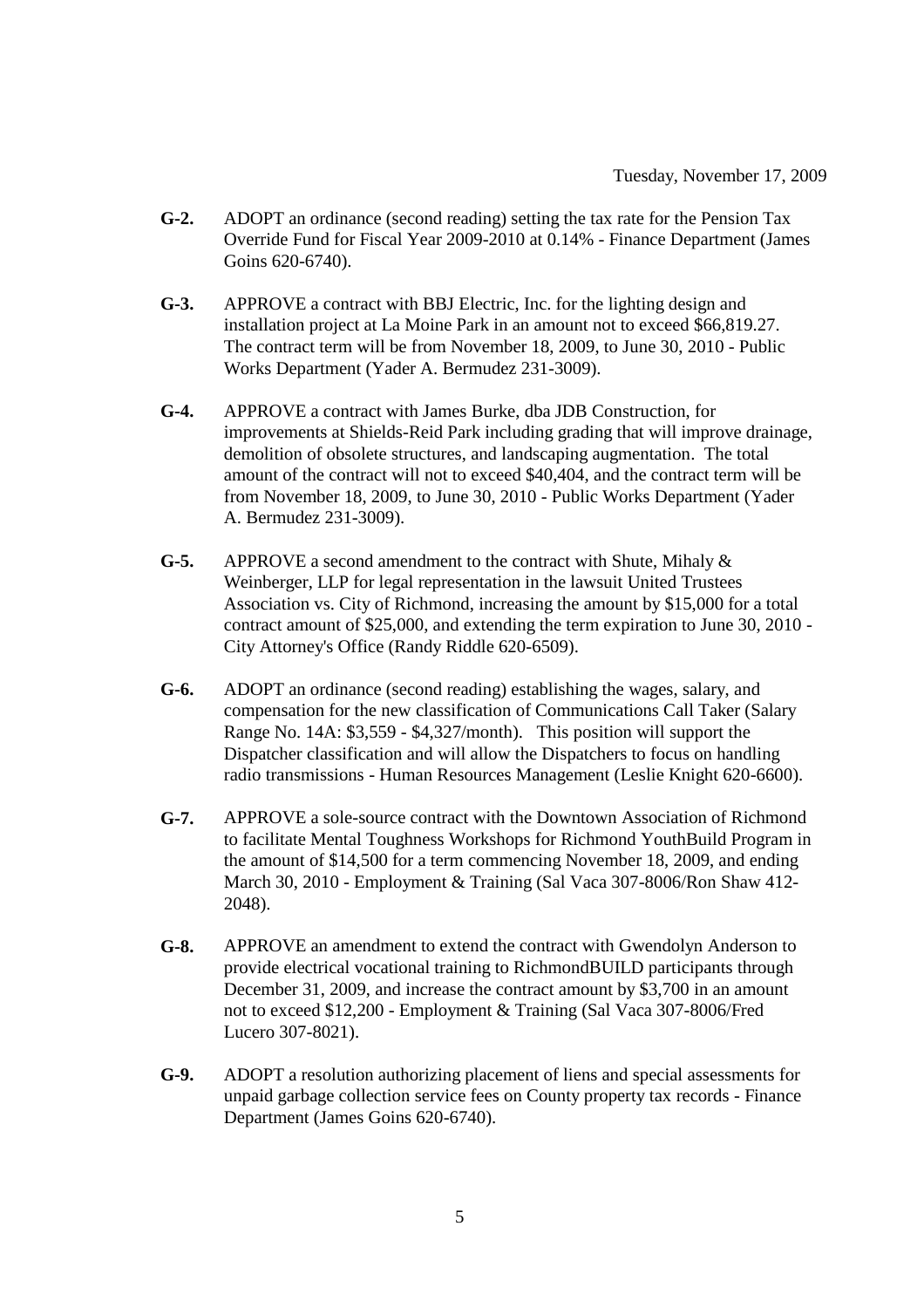Tuesday, November 17, 2009

**G-2.** ADOPT an ordinance (second reading) setting the tax rate for the Pension Tax Override Fund for Fiscal Year 2009-2010 at 0.14% - Finance Department (James Goins 620-6740).

**G-3.** APPROVE a contract with BBJ Electric, Inc. for the lighting design and installation project at La Moine Park in an amount not to exceed $66,819.27. The contract term will be from November 18, 2009, to June 30, 2010 - Public Works Department (Yader A. Bermudez 231-3009).

**G-4.** APPROVE a contract with James Burke, dba JDB Construction, for improvements at Shields-Reid Park including grading that will improve drainage, demolition of obsolete structures, and landscaping augmentation. The total amount of the contract will not to exceed $40,404, and the contract term will be from November 18, 2009, to June 30, 2010 - Public Works Department (Yader A. Bermudez 231-3009).

**G-5.** APPROVE a second amendment to the contract with Shute, Mihaly & Weinberger, LLP for legal representation in the lawsuit United Trustees Association vs. City of Richmond, increasing the amount by $15,000 for a total contract amount of $25,000, and extending the term expiration to June 30, 2010 - City Attorney's Office (Randy Riddle 620-6509).

**G-6.** ADOPT an ordinance (second reading) establishing the wages, salary, and compensation for the new classification of Communications Call Taker (Salary Range No. 14A: $3,559 - $4,327/month). This position will support the Dispatcher classification and will allow the Dispatchers to focus on handling radio transmissions - Human Resources Management (Leslie Knight 620-6600).

**G-7.** APPROVE a sole-source contract with the Downtown Association of Richmond to facilitate Mental Toughness Workshops for Richmond YouthBuild Program in the amount of $14,500 for a term commencing November 18, 2009, and ending March 30, 2010 - Employment & Training (Sal Vaca 307-8006/Ron Shaw 412-2048).

**G-8.** APPROVE an amendment to extend the contract with Gwendolyn Anderson to provide electrical vocational training to RichmondBUILD participants through December 31, 2009, and increase the contract amount by $3,700 in an amount not to exceed $12,200 - Employment & Training (Sal Vaca 307-8006/Fred Lucero 307-8021).

**G-9.** ADOPT a resolution authorizing placement of liens and special assessments for unpaid garbage collection service fees on County property tax records - Finance Department (James Goins 620-6740).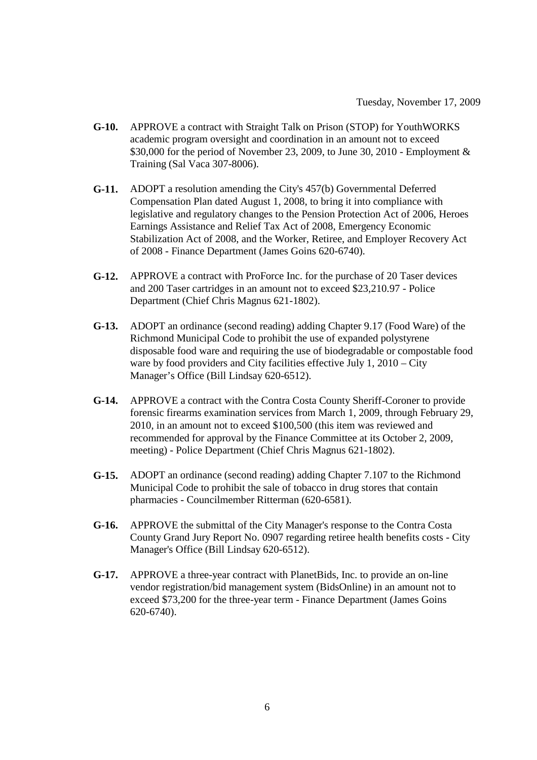Tuesday, November 17, 2009

**G-10.** APPROVE a contract with Straight Talk on Prison (STOP) for YouthWORKS academic program oversight and coordination in an amount not to exceed $30,000 for the period of November 23, 2009, to June 30, 2010 - Employment & Training (Sal Vaca 307-8006).

**G-11.** ADOPT a resolution amending the City's 457(b) Governmental Deferred Compensation Plan dated August 1, 2008, to bring it into compliance with legislative and regulatory changes to the Pension Protection Act of 2006, Heroes Earnings Assistance and Relief Tax Act of 2008, Emergency Economic Stabilization Act of 2008, and the Worker, Retiree, and Employer Recovery Act of 2008 - Finance Department (James Goins 620-6740).

**G-12.** APPROVE a contract with ProForce Inc. for the purchase of 20 Taser devices and 200 Taser cartridges in an amount not to exceed $23,210.97 - Police Department (Chief Chris Magnus 621-1802).

**G-13.** ADOPT an ordinance (second reading) adding Chapter 9.17 (Food Ware) of the Richmond Municipal Code to prohibit the use of expanded polystyrene disposable food ware and requiring the use of biodegradable or compostable food ware by food providers and City facilities effective July 1, 2010 – City Manager's Office (Bill Lindsay 620-6512).

**G-14.** APPROVE a contract with the Contra Costa County Sheriff-Coroner to provide forensic firearms examination services from March 1, 2009, through February 29, 2010, in an amount not to exceed $100,500 (this item was reviewed and recommended for approval by the Finance Committee at its October 2, 2009, meeting) - Police Department (Chief Chris Magnus 621-1802).

**G-15.** ADOPT an ordinance (second reading) adding Chapter 7.107 to the Richmond Municipal Code to prohibit the sale of tobacco in drug stores that contain pharmacies - Councilmember Ritterman (620-6581).

**G-16.** APPROVE the submittal of the City Manager's response to the Contra Costa County Grand Jury Report No. 0907 regarding retiree health benefits costs - City Manager's Office (Bill Lindsay 620-6512).

**G-17.** APPROVE a three-year contract with PlanetBids, Inc. to provide an on-line vendor registration/bid management system (BidsOnline) in an amount not to exceed $73,200 for the three-year term - Finance Department (James Goins 620-6740).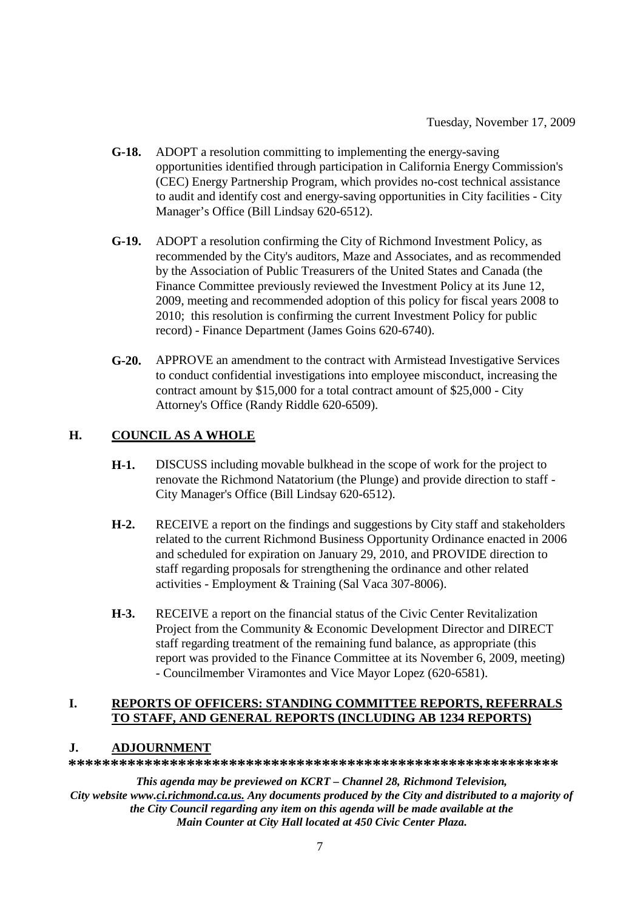- **G-18.** ADOPT a resolution committing to implementing the energy-saving opportunities identified through participation in California Energy Commission's (CEC) Energy Partnership Program, which provides no-cost technical assistance to audit and identify cost and energy-saving opportunities in City facilities - City Manager's Office (Bill Lindsay 620-6512).

- **G-19.** ADOPT a resolution confirming the City of Richmond Investment Policy, as recommended by the City's auditors, Maze and Associates, and as recommended by the Association of Public Treasurers of the United States and Canada (the Finance Committee previously reviewed the Investment Policy at its June 12, 2009, meeting and recommended adoption of this policy for fiscal years 2008 to 2010; this resolution is confirming the current Investment Policy for public record) - Finance Department (James Goins 620-6740).

- **G-20.** APPROVE an amendment to the contract with Armistead Investigative Services to conduct confidential investigations into employee misconduct, increasing the contract amount by $15,000 for a total contract amount of $25,000 - City Attorney's Office (Randy Riddle 620-6509).

## H. COUNCIL AS A WHOLE

- **H-1.** DISCUSS including movable bulkhead in the scope of work for the project to renovate the Richmond Natatorium (the Plunge) and provide direction to staff - City Manager's Office (Bill Lindsay 620-6512).

- **H-2.** RECEIVE a report on the findings and suggestions by City staff and stakeholders related to the current Richmond Business Opportunity Ordinance enacted in 2006 and scheduled for expiration on January 29, 2010, and PROVIDE direction to staff regarding proposals for strengthening the ordinance and other related activities - Employment & Training (Sal Vaca 307-8006).

- **H-3.** RECEIVE a report on the financial status of the Civic Center Revitalization Project from the Community & Economic Development Director and DIRECT staff regarding treatment of the remaining fund balance, as appropriate (this report was provided to the Finance Committee at its November 6, 2009, meeting) - Councilmember Viramontes and Vice Mayor Lopez (620-6581).

## I. REPORTS OF OFFICERS: STANDING COMMITTEE REPORTS, REFERRALS TO STAFF, AND GENERAL REPORTS (INCLUDING AB 1234 REPORTS)

## J. ADJOURNMENT

************************************************************

***This agenda may be previewed on KCRT – Channel 28, Richmond Television, City website www.ci.richmond.ca.us. Any documents produced by the City and distributed to a majority of the City Council regarding any item on this agenda will be made available at the Main Counter at City Hall located at 450 Civic Center Plaza.***